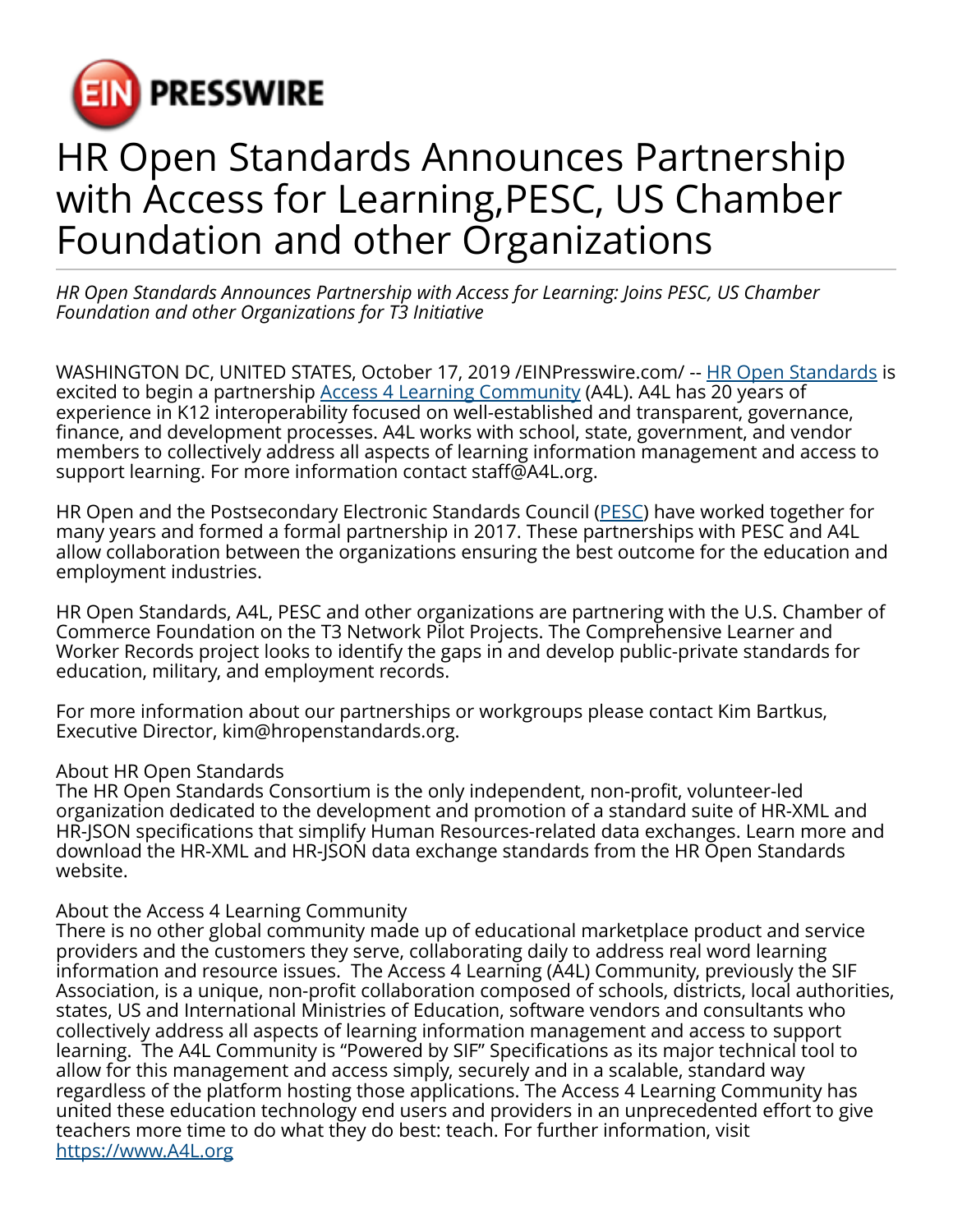# HR Open Standards Announces Partnership with Access for Learning,PESC, US Chamber Foundation and other Organizations

*HR Open Standards Announces Partnership with Access for Learning: Joins PESC, US Chamber Foundation and other Organizations for T3 Initiative*

WASHINGTON DC, UNITED STATES, October 17, 2019 /EINPresswire.com/ -- [HR Open Standards]() is excited to begin a partnership [Access 4 Learning Community]() (A4L). A4L has 20 years of experience in K12 interoperability focused on well-established and transparent, governance, finance, and development processes. A4L works with school, state, government, and vendor members to collectively address all aspects of learning information management and access to support learning. For more information contact staff@A4L.org.

HR Open and the Postsecondary Electronic Standards Council ([PESC]()) have worked together for many years and formed a formal partnership in 2017. These partnerships with PESC and A4L allow collaboration between the organizations ensuring the best outcome for the education and employment industries.

HR Open Standards, A4L, PESC and other organizations are partnering with the U.S. Chamber of Commerce Foundation on the T3 Network Pilot Projects. The Comprehensive Learner and Worker Records project looks to identify the gaps in and develop public-private standards for education, military, and employment records.

For more information about our partnerships or workgroups please contact Kim Bartkus, Executive Director, kim@hropenstandards.org.

About HR Open Standards
The HR Open Standards Consortium is the only independent, non-profit, volunteer-led organization dedicated to the development and promotion of a standard suite of HR-XML and HR-JSON specifications that simplify Human Resources-related data exchanges. Learn more and download the HR-XML and HR-JSON data exchange standards from the HR Open Standards website.

About the Access 4 Learning Community
There is no other global community made up of educational marketplace product and service providers and the customers they serve, collaborating daily to address real word learning information and resource issues. The Access 4 Learning (A4L) Community, previously the SIF Association, is a unique, non-profit collaboration composed of schools, districts, local authorities, states, US and International Ministries of Education, software vendors and consultants who collectively address all aspects of learning information management and access to support learning. The A4L Community is "Powered by SIF" Specifications as its major technical tool to allow for this management and access simply, securely and in a scalable, standard way regardless of the platform hosting those applications. The Access 4 Learning Community has united these education technology end users and providers in an unprecedented effort to give teachers more time to do what they do best: teach. For further information, visit [https://www.A4L.org](https://www.A4L.org)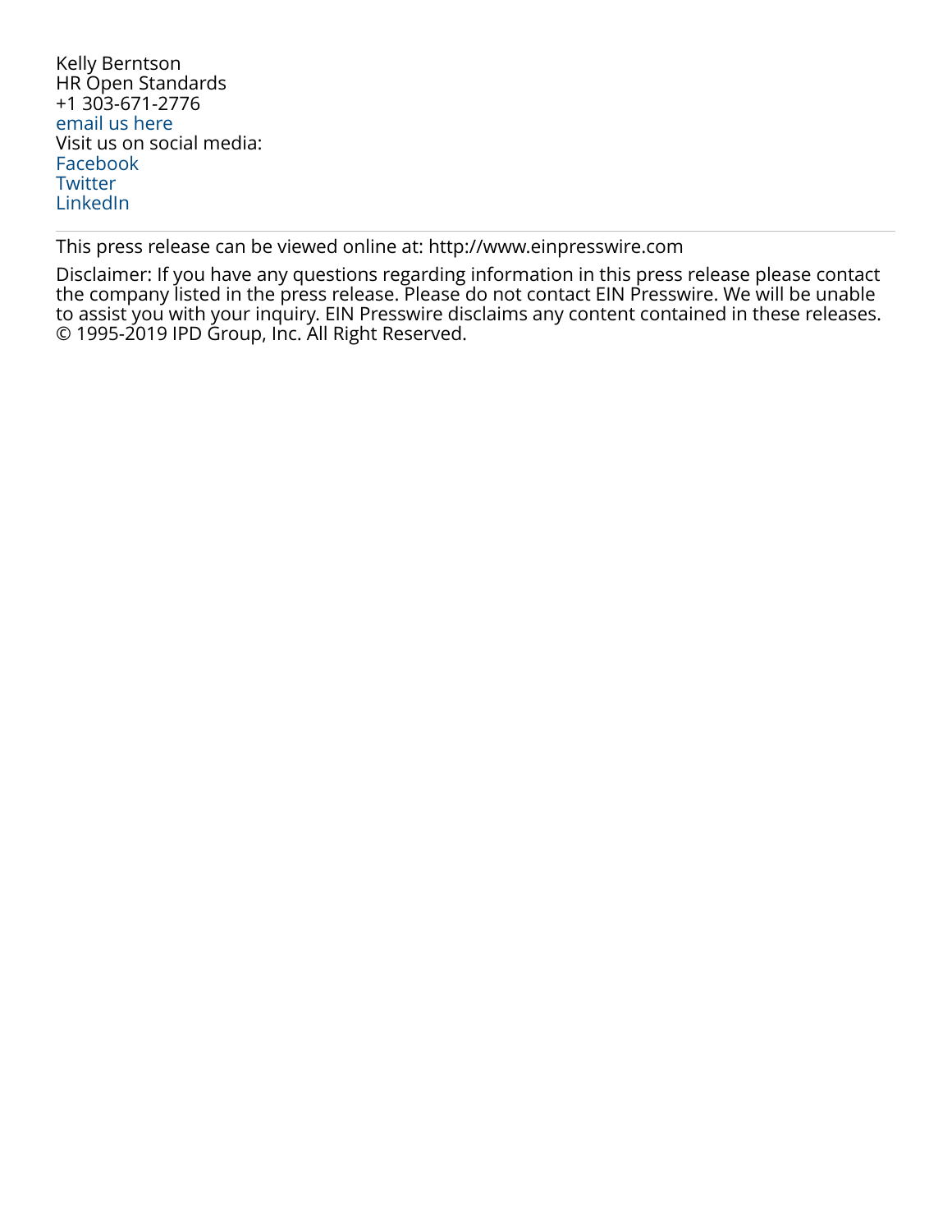Kelly Berntson
HR Open Standards
+1 303-671-2776
email us here
Visit us on social media:
Facebook
Twitter
LinkedIn

---

This press release can be viewed online at: http://www.einpresswire.com

Disclaimer: If you have any questions regarding information in this press release please contact the company listed in the press release. Please do not contact EIN Presswire. We will be unable to assist you with your inquiry. EIN Presswire disclaims any content contained in these releases. © 1995-2019 IPD Group, Inc. All Right Reserved.